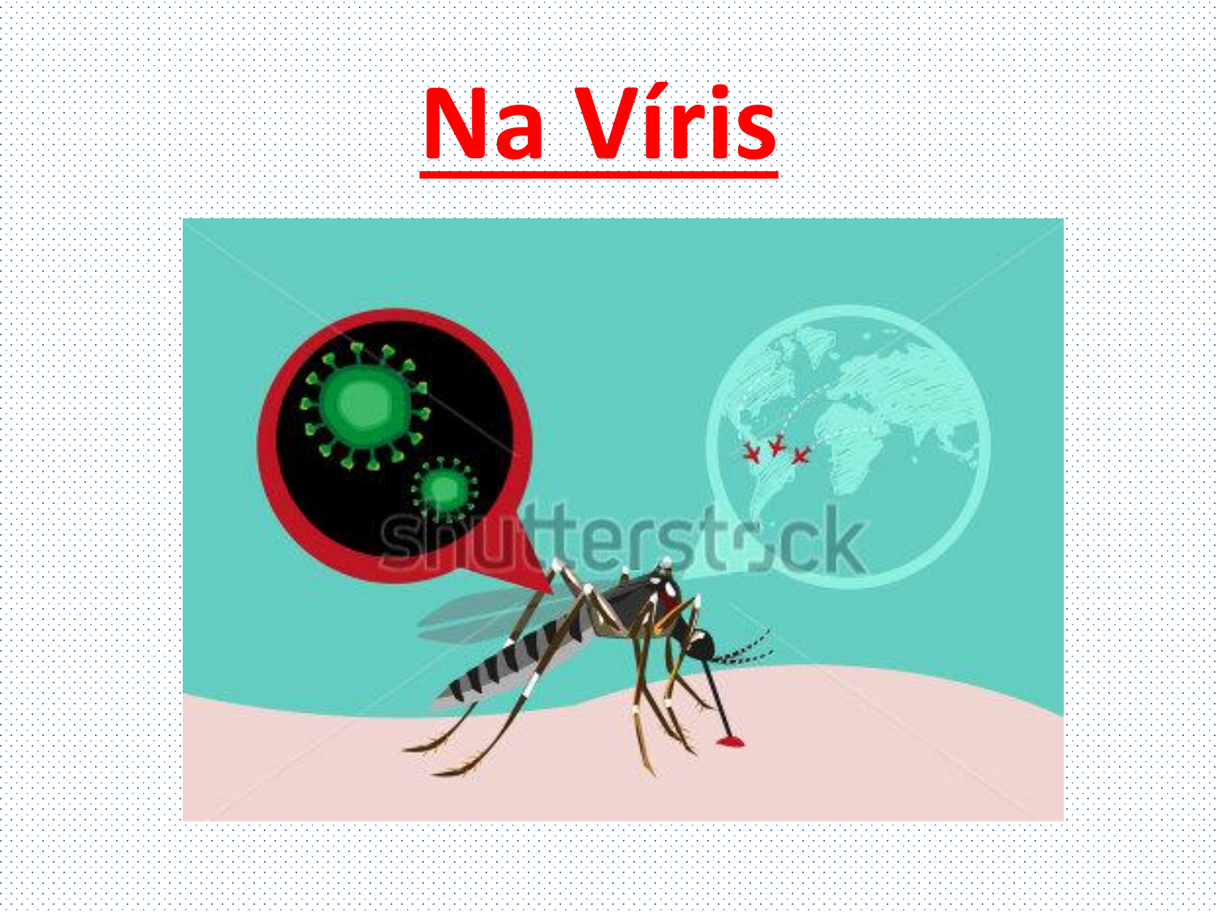# Na Víris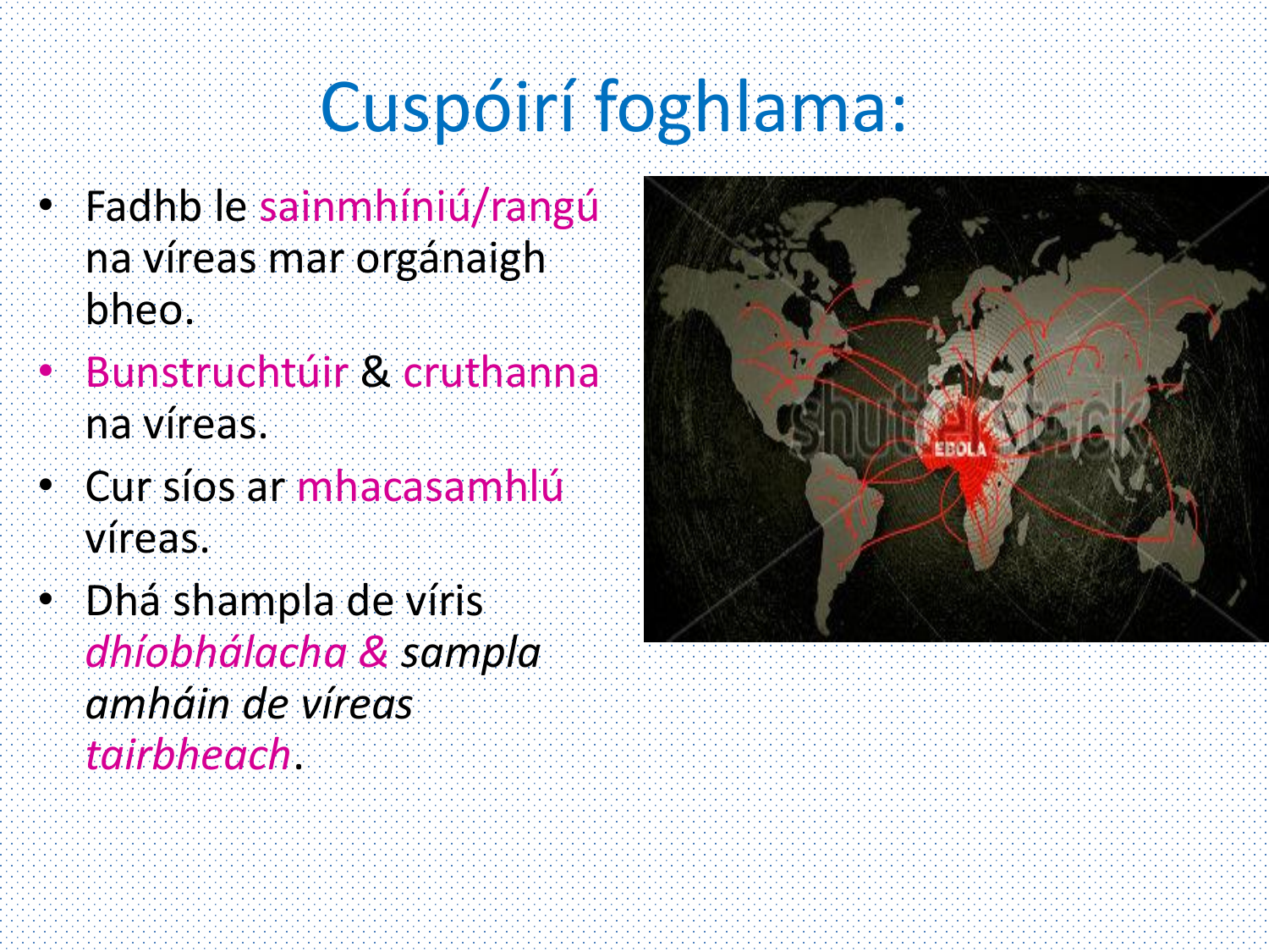# Cuspóirí foghlama:

- Fadhb le sainmhíniú/rangú na víreas mar orgánaigh bheo.
- Bunstruchtúir & cruthanna na víreas.
- Cur síos ar mhacasamhlú víreas.
- Dhá shampla de víris *dhíobhálacha & sampla amháin de víreas tairbheach*.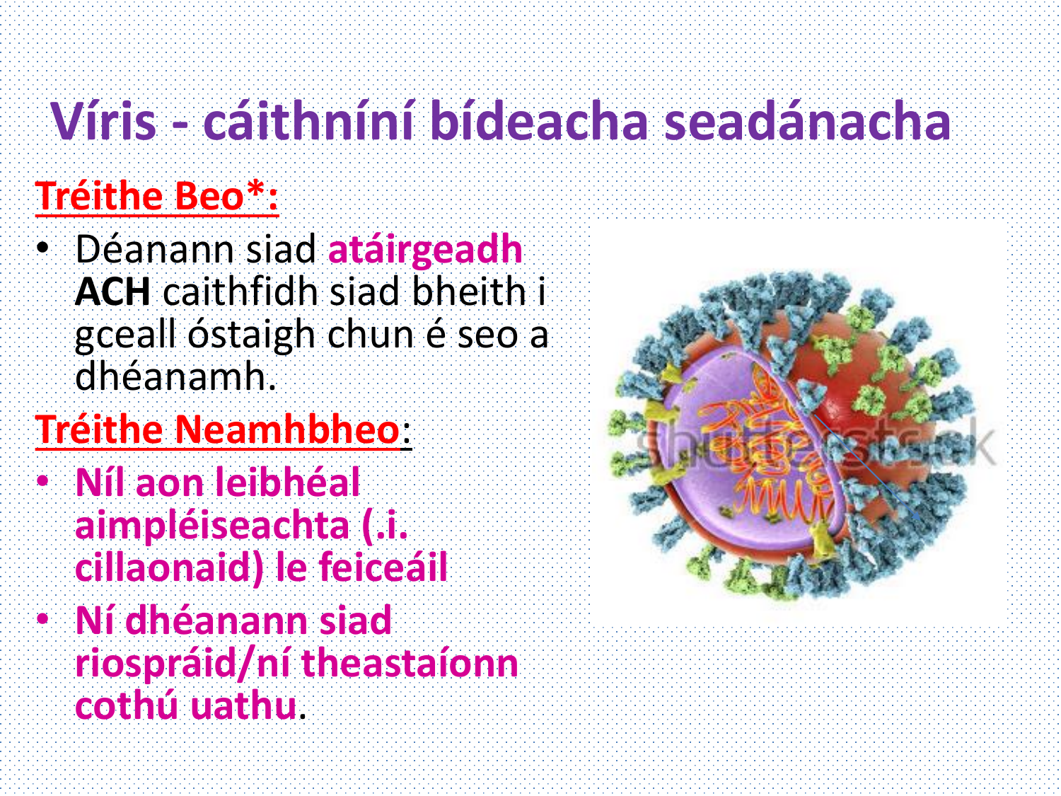# Víris - cáithníní bídeacha seadánacha

**Tréithe Beo*:**

- Déanann siad **atáirgeadh** **ACH** caithfidh siad bheith i gceall óstaigh chun é seo a dhéanamh.

**Tréithe Neamhbheo:**

- **Níl aon leibhéal aimpléiseachta (.i. cillaonaid) le feiceáil**
- **Ní dhéanann siad riospráid/ní theastaíonn cothú uathu.**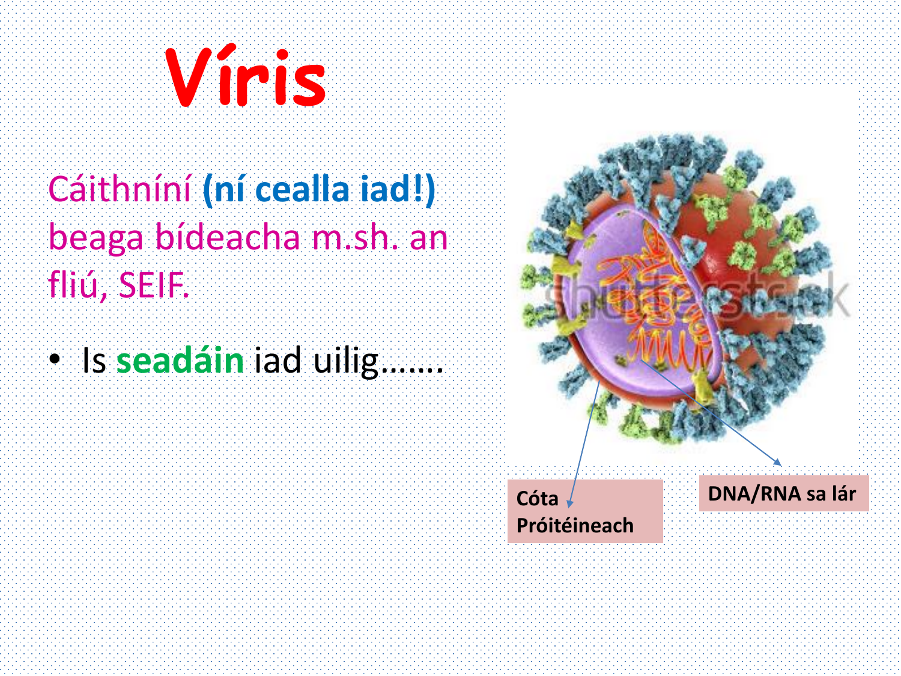# Víris

Cáithníní **(ní cealla iad!)** beaga bídeacha m.sh. an fliú, SEIF.

- Is **seadáin** iad uilig…….

Cóta Próitéineach

DNA/RNA sa lár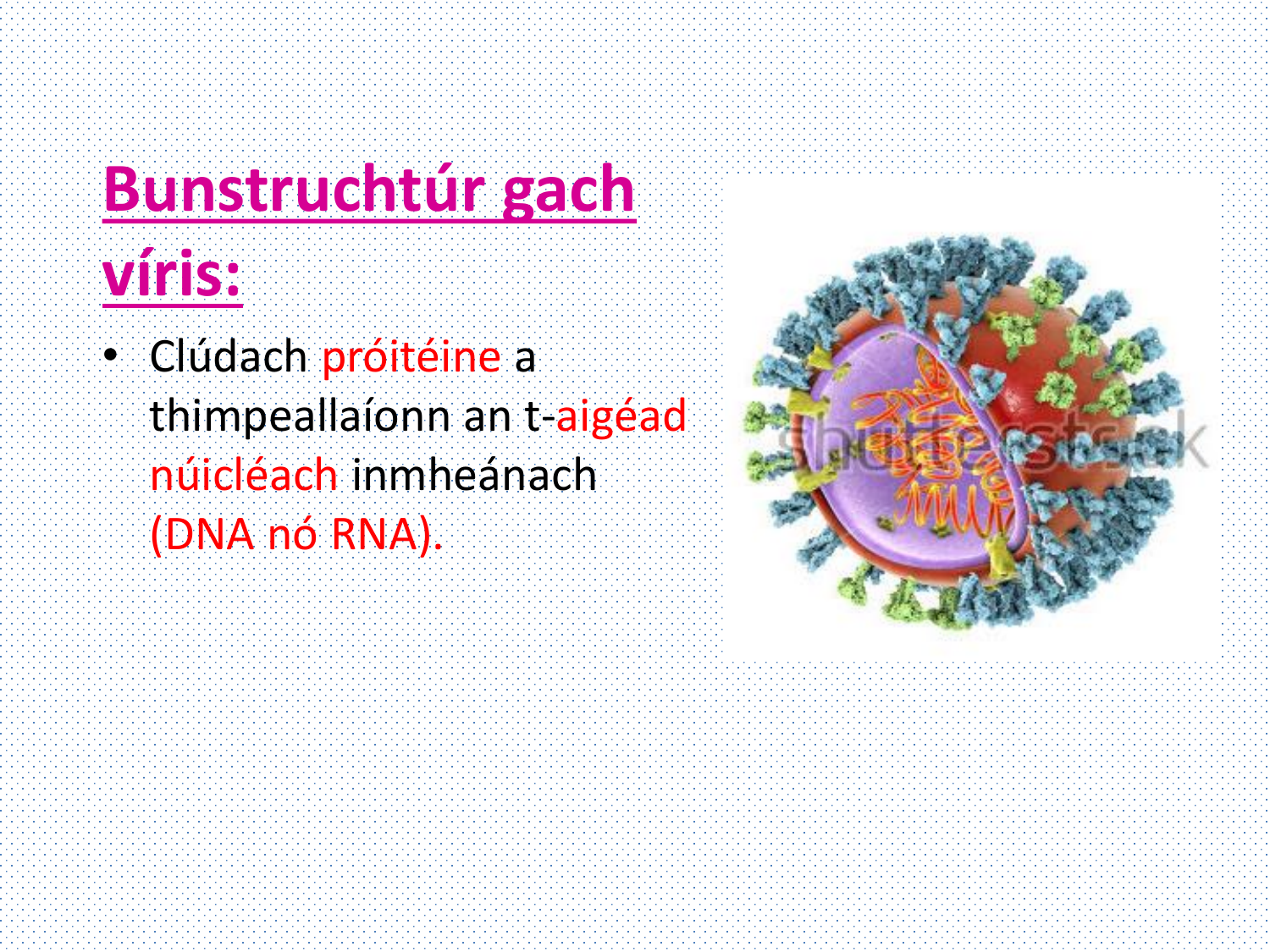# Bunstruchtúr gach víris:

- Clúdach próitéine a thimpeallaíonn an t-aigéad núicléach inmheánach (DNA nó RNA).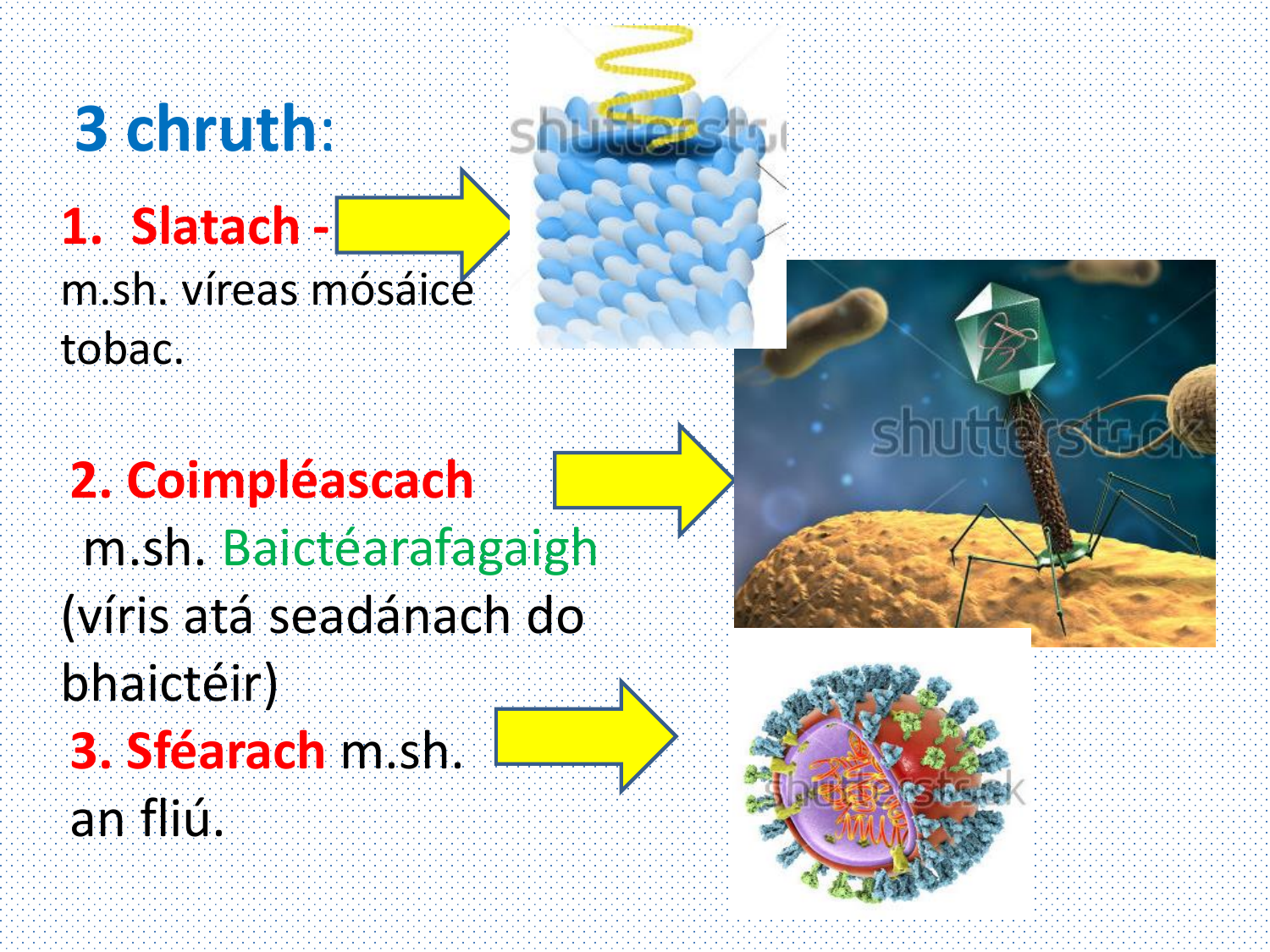## 3 chruth:

1. **Slatach -**
m.sh. víreas mósáice tobac.

2. **Coimpléascach**
m.sh. Baictéarafagaigh (víris atá seadánach do bhaictéir)

3. **Sféarach** m.sh. an fliú.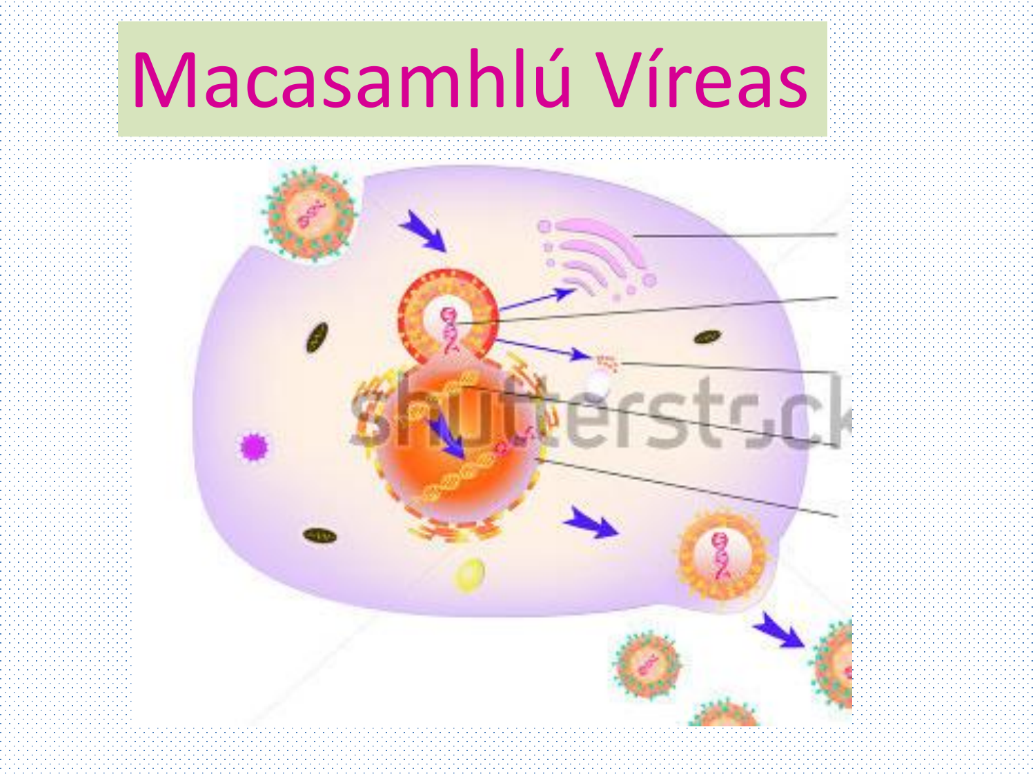# Macasamhlú Víreas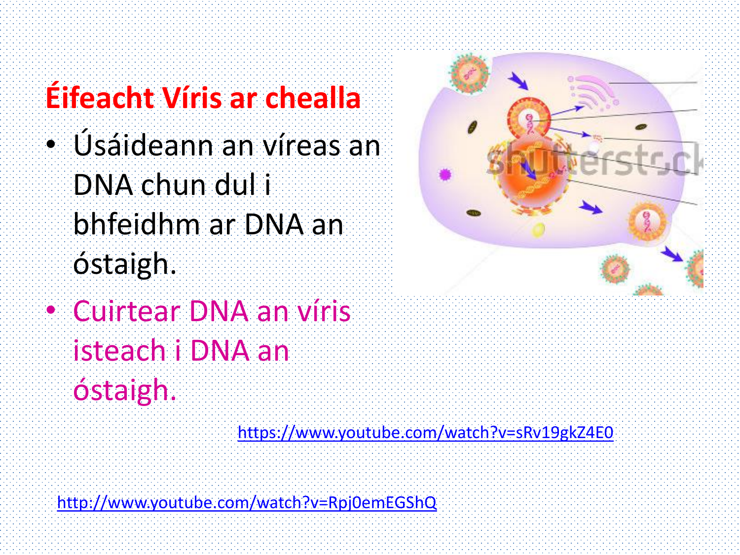# Éifeacht Víris ar chealla

- Úsáideann an víreas an DNA chun dul i bhfeidhm ar DNA an óstaigh.
- Cuirtear DNA an víris isteach i DNA an óstaigh.

https://www.youtube.com/watch?v=sRv19gkZ4E0

http://www.youtube.com/watch?v=Rpj0emEGShQ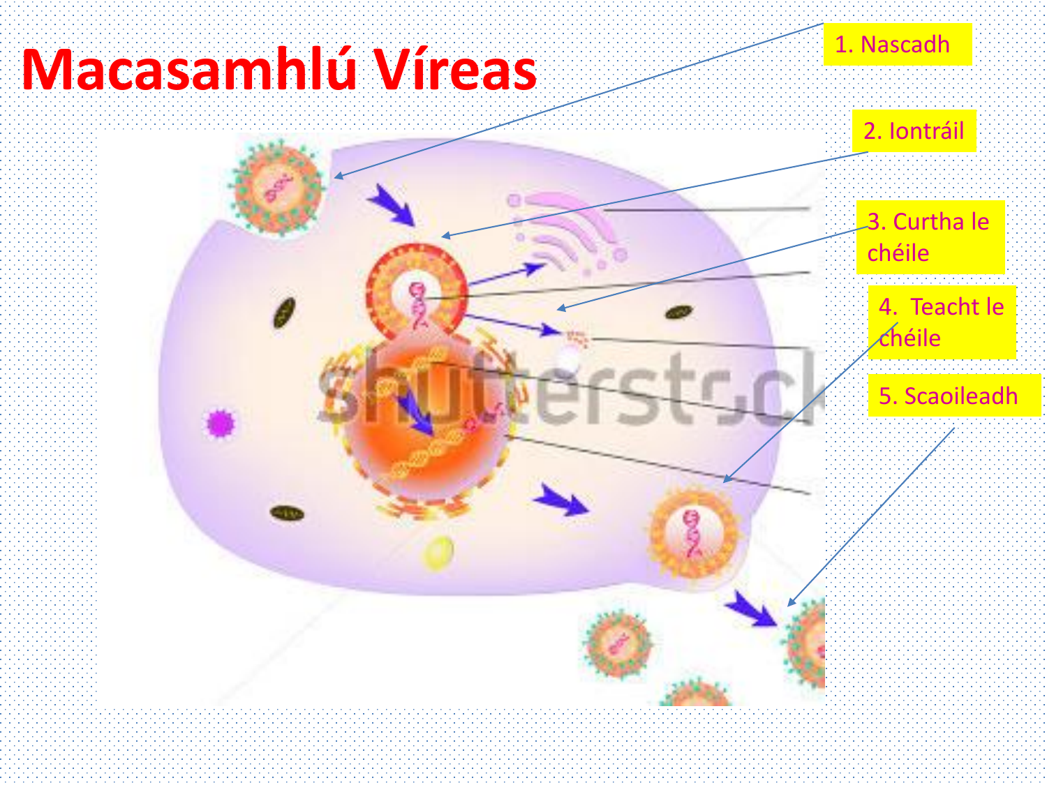# Macasamhlú Víreas

1. Nascadh

2. Iontráil

3. Curtha le chéile

4. Teacht le chéile

5. Scaoileadh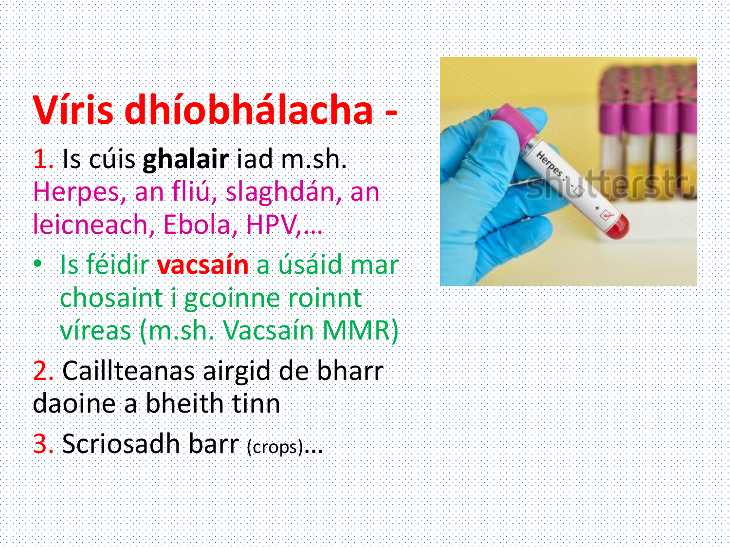# Víris dhíobhálacha -

1. Is cúis **ghalair** iad m.sh. Herpes, an fliú, slaghdán, an leicneach, Ebola, HPV,…

- Is féidir **vacsaín** a úsáid mar chosaint i gcoinne roinnt víreas (m.sh. Vacsaín MMR)

2. Caillteanas airgid de bharr daoine a bheith tinn

3. Scriosadh barr (crops)…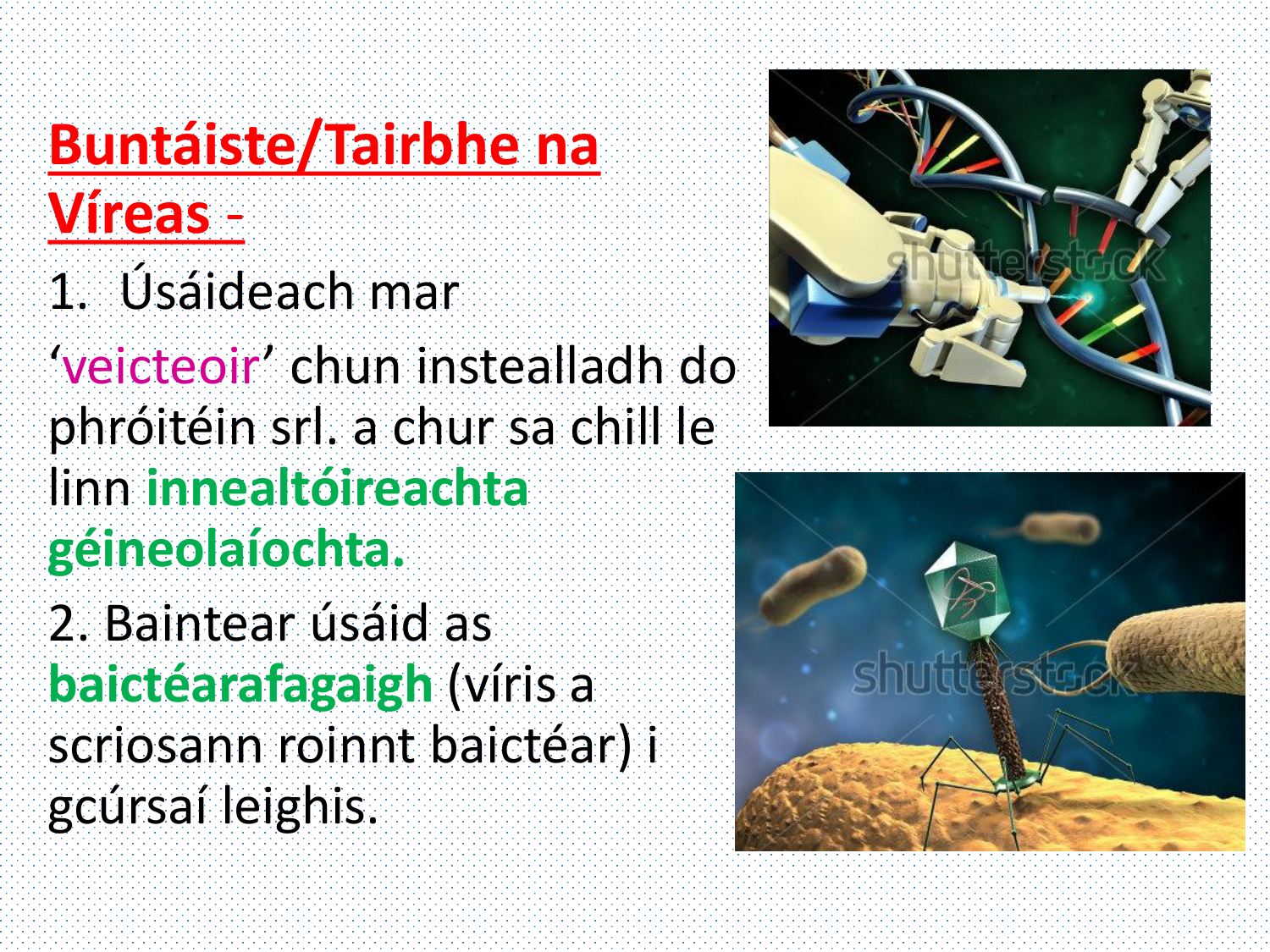## Buntáiste/Tairbhe na Víreas -

1. Úsáideach mar 'veicteoir' chun instealladh do phróitéin srl. a chur sa chill le linn **innealtóireachta géineolaíochta.**

2. Baintear úsáid as **baictéarafagaigh** (víris a scriosann roinnt baictéar) i gcúrsaí leighis.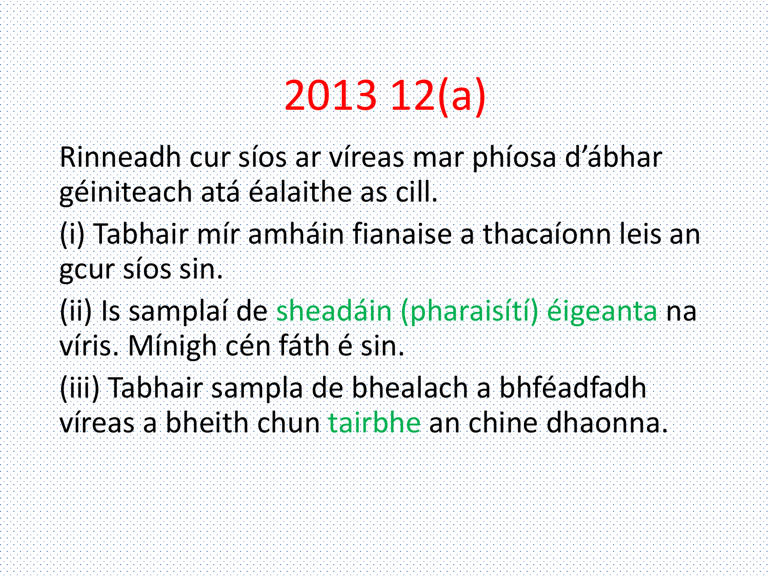# 2013 12(a)

Rinneadh cur síos ar víreas mar phíosa d'ábhar géiniteach atá éalaithe as cill.

(i) Tabhair mír amháin fianaise a thacaíonn leis an gcur síos sin.

(ii) Is samplaí de sheadáin (pharaisítí) éigeanta na víris. Mínigh cén fáth é sin.

(iii) Tabhair sampla de bhealach a bhféadfadh víreas a bheith chun tairbhe an chine dhaonna.